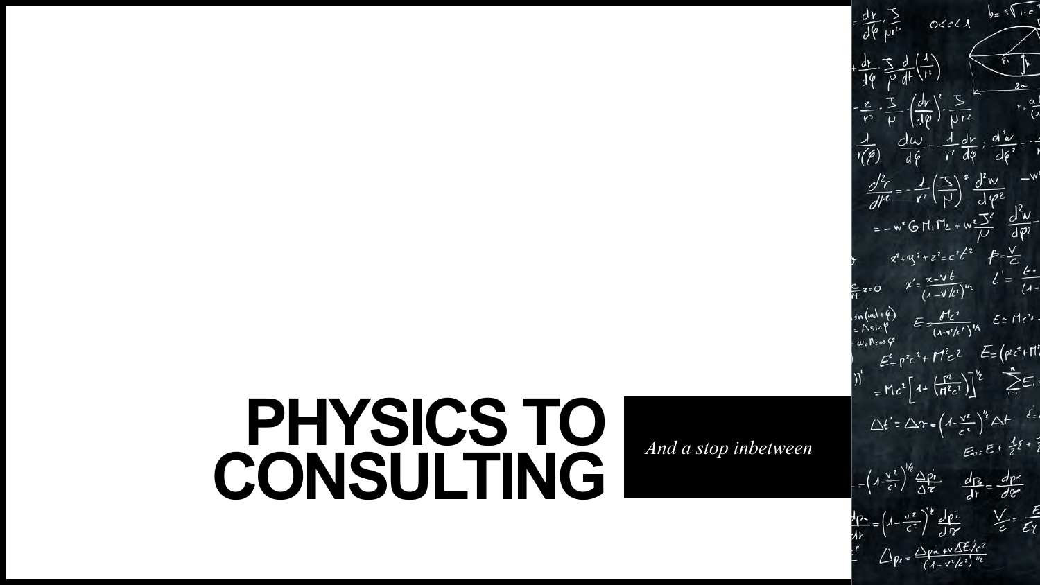# PHYSICS TO CONSULTING

*And a stop inbetween*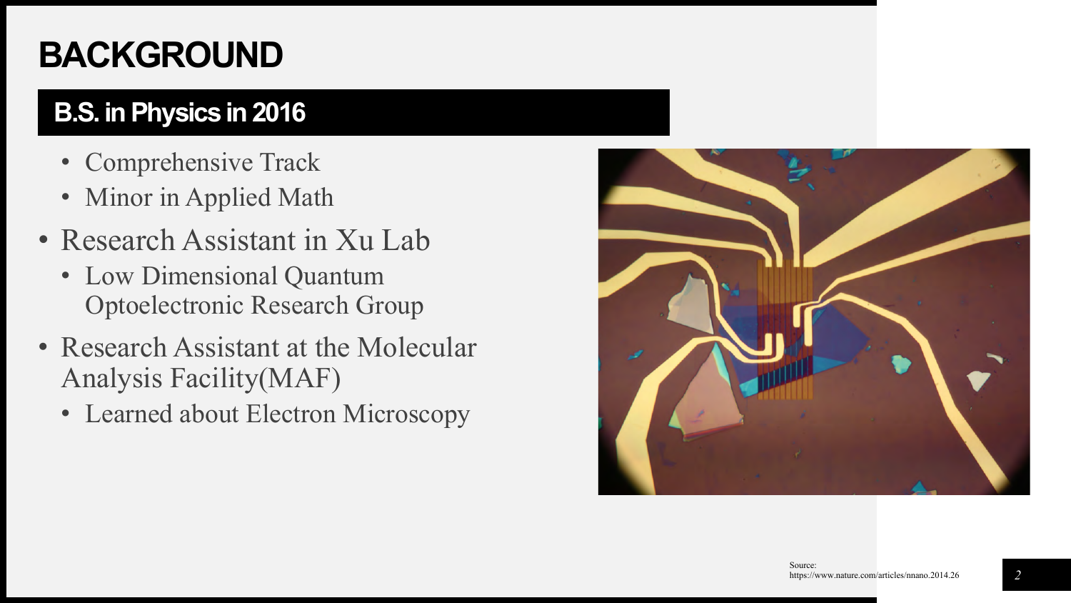# BACKGROUND

## B.S. in Physics in 2016

- Comprehensive Track
- Minor in Applied Math

- Research Assistant in Xu Lab
  - Low Dimensional Quantum Optoelectronic Research Group
- Research Assistant at the Molecular Analysis Facility(MAF)
  - Learned about Electron Microscopy

Source:
https://www.nature.com/articles/nnano.2014.26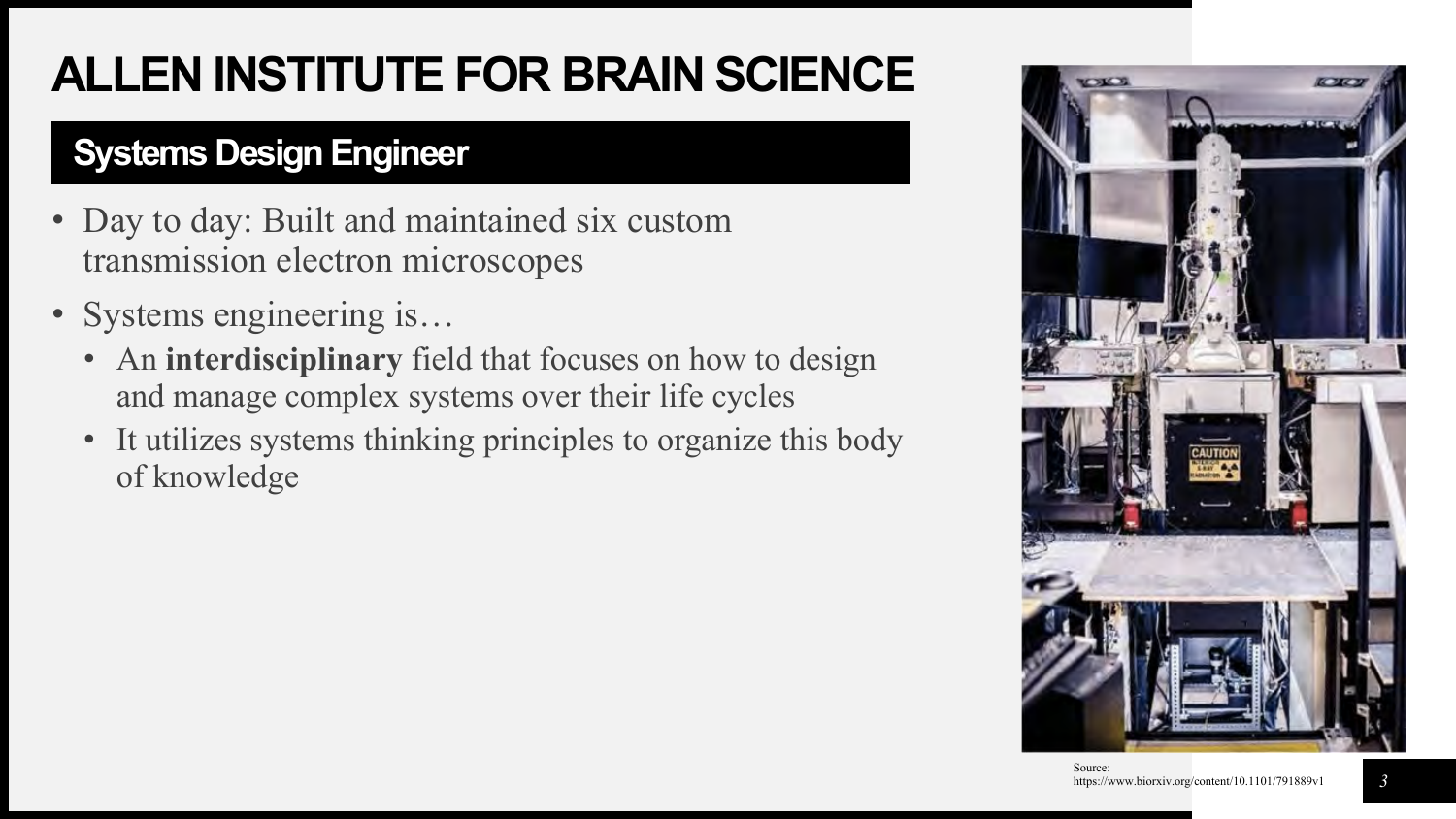# ALLEN INSTITUTE FOR BRAIN SCIENCE

## Systems Design Engineer

- Day to day: Built and maintained six custom transmission electron microscopes
- Systems engineering is…
  - An **interdisciplinary** field that focuses on how to design and manage complex systems over their life cycles
  - It utilizes systems thinking principles to organize this body of knowledge

Source:
https://www.biorxiv.org/content/10.1101/791889v1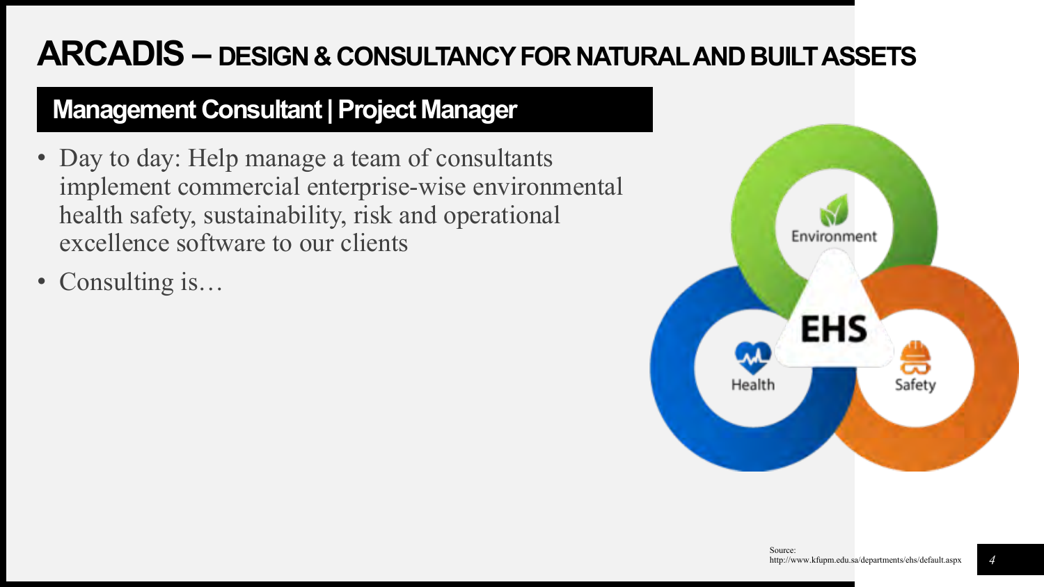# ARCADIS – DESIGN & CONSULTANCY FOR NATURAL AND BUILT ASSETS

## Management Consultant | Project Manager

- Day to day: Help manage a team of consultants implement commercial enterprise-wise environmental health safety, sustainability, risk and operational excellence software to our clients
- Consulting is…

Environment

EHS

Health

Safety

Source:
http://www.kfupm.edu.sa/departments/ehs/default.aspx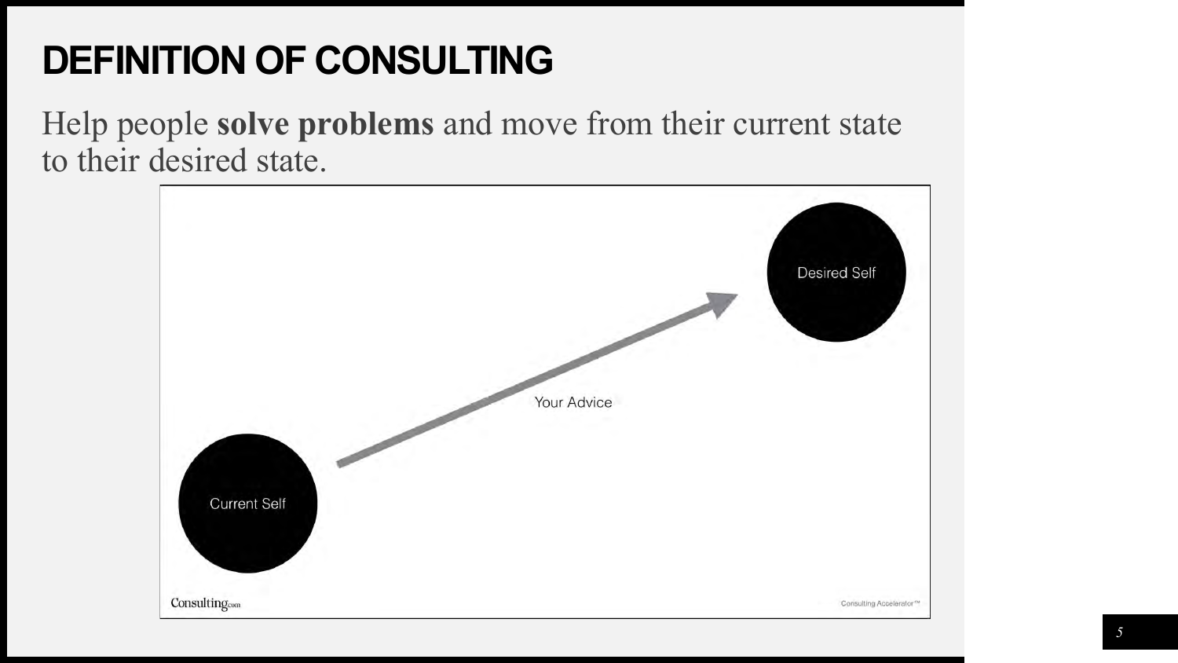# DEFINITION OF CONSULTING

Help people **solve problems** and move from their current state to their desired state.

Current Self

Your Advice

Desired Self

Consulting.com

Consulting Accelerator™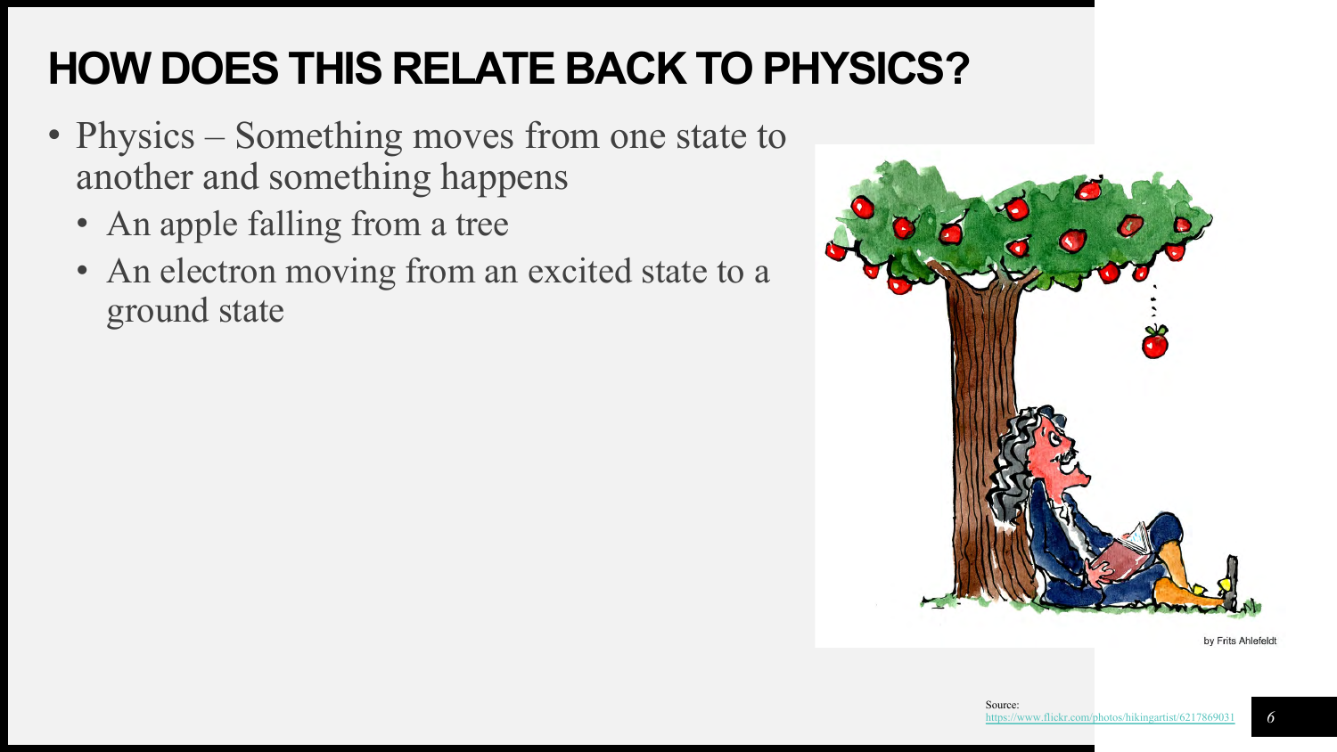# HOW DOES THIS RELATE BACK TO PHYSICS?

- Physics – Something moves from one state to another and something happens
  - An apple falling from a tree
  - An electron moving from an excited state to a ground state

by Frits Ahlefeldt

Source: https://www.flickr.com/photos/hikingartist/6217869031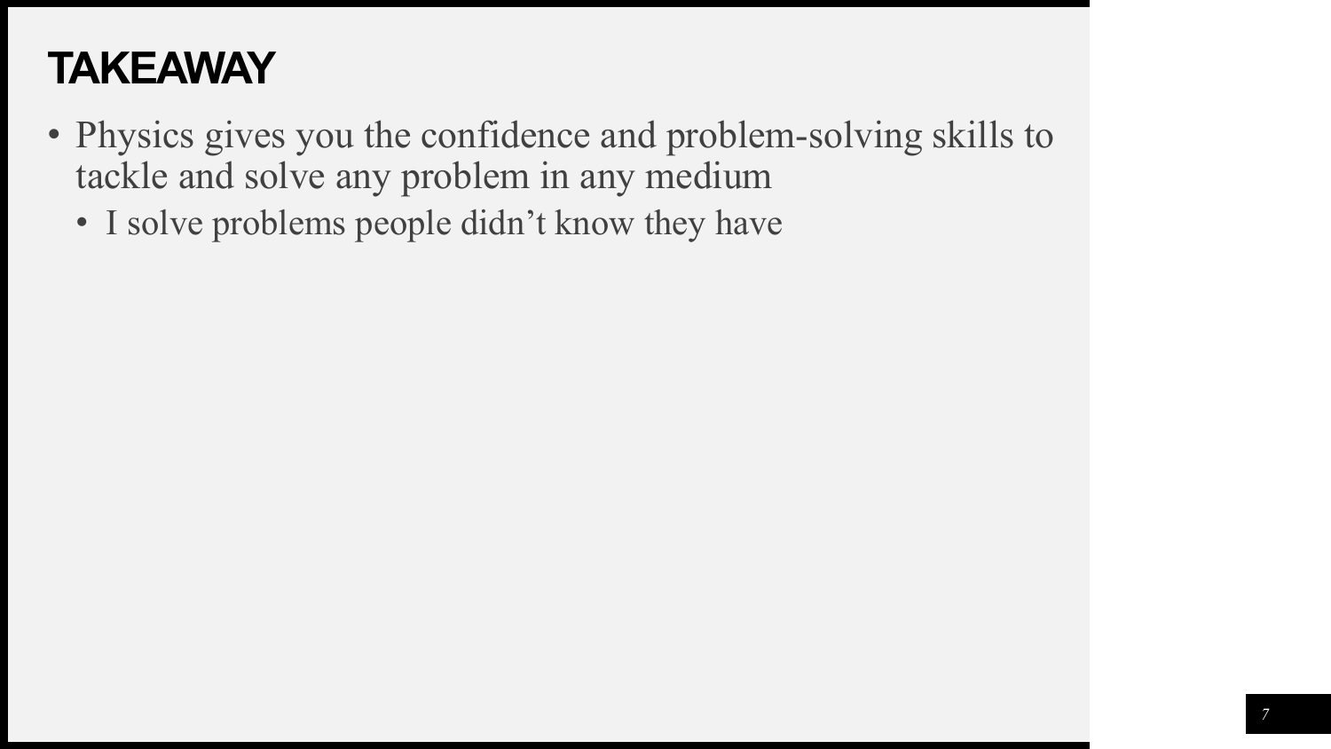# TAKEAWAY

- Physics gives you the confidence and problem-solving skills to tackle and solve any problem in any medium
  - I solve problems people didn't know they have